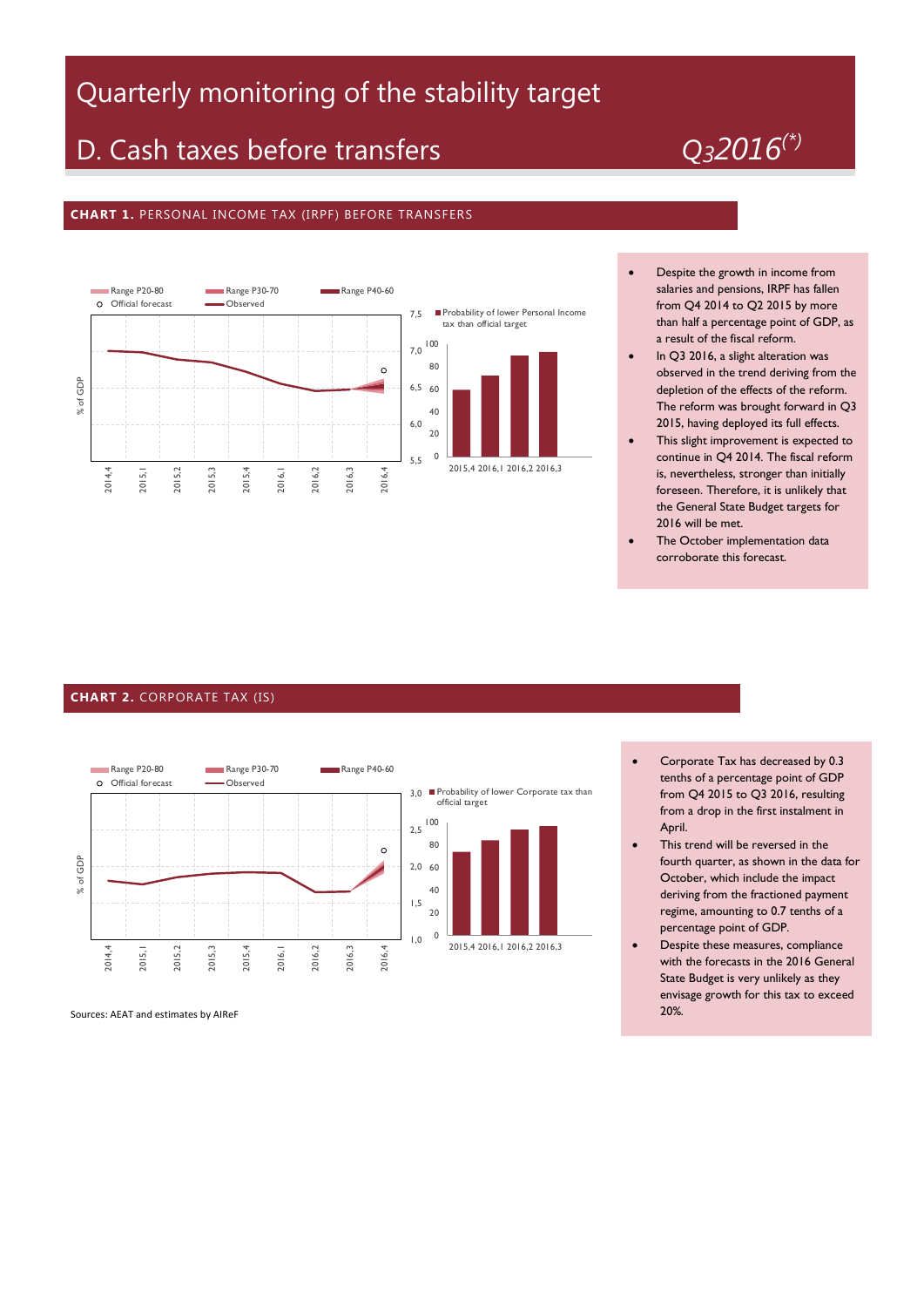# Quarterly monitoring of the stability target

## D. Cash taxes before transfers

*Q3 2016(*)*

### CHART 1. PERSONAL INCOME TAX (IRPF) BEFORE TRANSFERS

Range P20-80 | Range P30-70 | Range P40-60 | Official forecast | Observed

% of GDP

7,5 | 7,0 | 6,5 | 6,0 | 5,5

2014,4 | 2015,1 | 2015,2 | 2015,3 | 2015,4 | 2016,1 | 2016,2 | 2016,3 | 2016,4

Probability of lower Personal Income tax than official target

100 | 80 | 60 | 40 | 20 | 0

2015,4 | 2016,1 | 2016,2 | 2016,3

- Despite the growth in income from salaries and pensions, IRPF has fallen from Q4 2014 to Q2 2015 by more than half a percentage point of GDP, as a result of the fiscal reform.
- In Q3 2016, a slight alteration was observed in the trend deriving from the depletion of the effects of the reform. The reform was brought forward in Q3 2015, having deployed its full effects.
- This slight improvement is expected to continue in Q4 2014. The fiscal reform is, nevertheless, stronger than initially foreseen. Therefore, it is unlikely that the General State Budget targets for 2016 will be met.
- The October implementation data corroborate this forecast.

### CHART 2. CORPORATE TAX (IS)

Range P20-80 | Range P30-70 | Range P40-60 | Official forecast | Observed

% of GDP

3,0 | 2,5 | 2,0 | 1,5 | 1,0

2014,4 | 2015,1 | 2015,2 | 2015,3 | 2015,4 | 2016,1 | 2016,2 | 2016,3 | 2016,4

Probability of lower Corporate tax than official target

100 | 80 | 60 | 40 | 20 | 0

2015,4 | 2016,1 | 2016,2 | 2016,3

- Corporate Tax has decreased by 0.3 tenths of a percentage point of GDP from Q4 2015 to Q3 2016, resulting from a drop in the first instalment in April.
- This trend will be reversed in the fourth quarter, as shown in the data for October, which include the impact deriving from the fractioned payment regime, amounting to 0.7 tenths of a percentage point of GDP.
- Despite these measures, compliance with the forecasts in the 2016 General State Budget is very unlikely as they envisage growth for this tax to exceed 20%.

Sources: AEAT and estimates by AIReF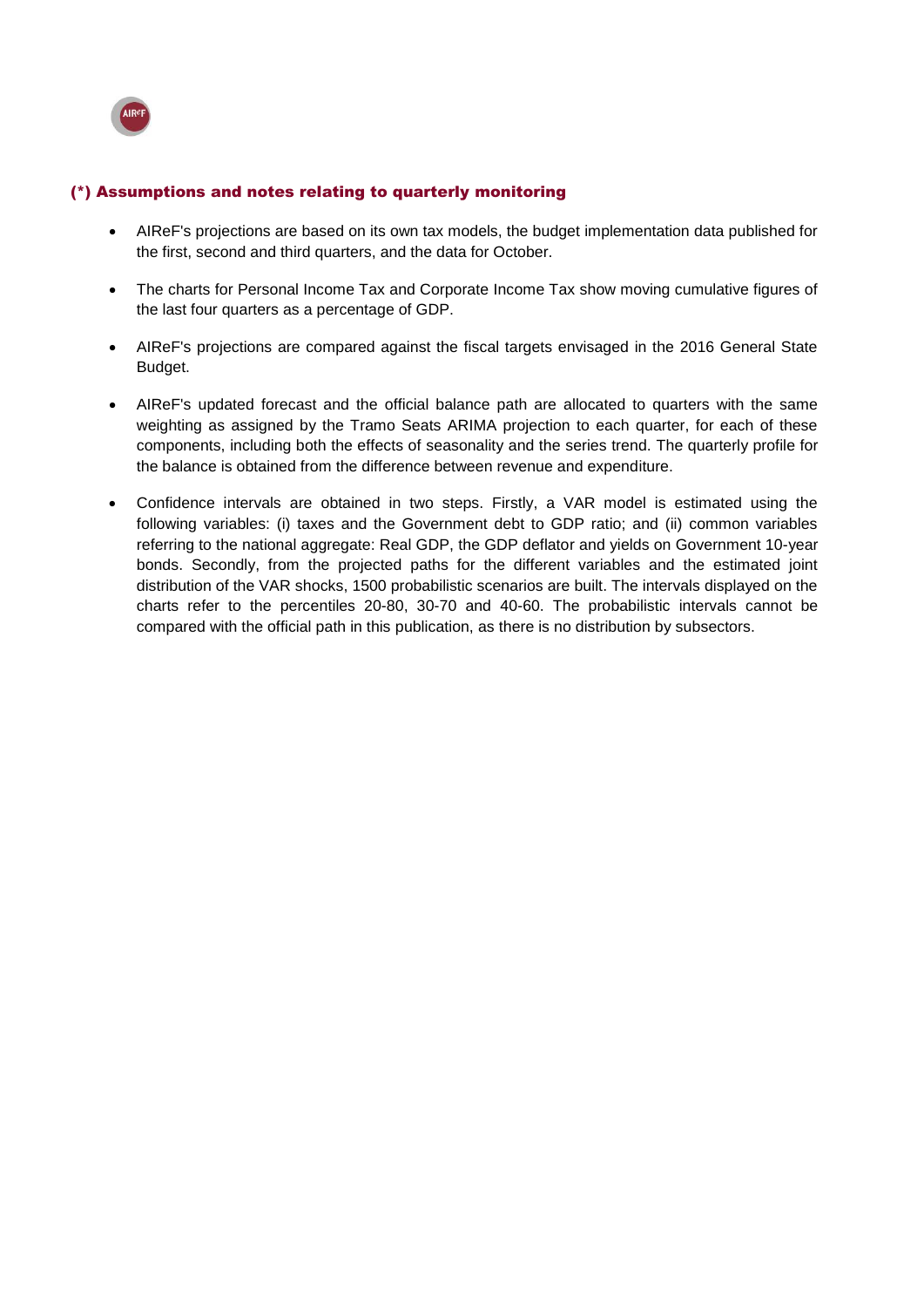## (*) Assumptions and notes relating to quarterly monitoring

- AIReF's projections are based on its own tax models, the budget implementation data published for the first, second and third quarters, and the data for October.
- The charts for Personal Income Tax and Corporate Income Tax show moving cumulative figures of the last four quarters as a percentage of GDP.
- AIReF's projections are compared against the fiscal targets envisaged in the 2016 General State Budget.
- AIReF's updated forecast and the official balance path are allocated to quarters with the same weighting as assigned by the Tramo Seats ARIMA projection to each quarter, for each of these components, including both the effects of seasonality and the series trend. The quarterly profile for the balance is obtained from the difference between revenue and expenditure.
- Confidence intervals are obtained in two steps. Firstly, a VAR model is estimated using the following variables: (i) taxes and the Government debt to GDP ratio; and (ii) common variables referring to the national aggregate: Real GDP, the GDP deflator and yields on Government 10-year bonds. Secondly, from the projected paths for the different variables and the estimated joint distribution of the VAR shocks, 1500 probabilistic scenarios are built. The intervals displayed on the charts refer to the percentiles 20-80, 30-70 and 40-60. The probabilistic intervals cannot be compared with the official path in this publication, as there is no distribution by subsectors.